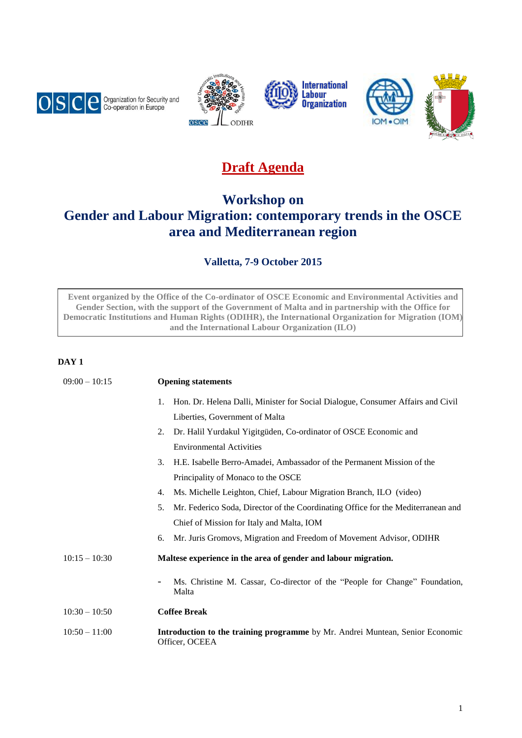# Draft Agenda

## Workshop on
## Gender and Labour Migration: contemporary trends in the OSCE area and Mediterranean region

### Valletta, 7-9 October 2015

**Event organized by the Office of the Co-ordinator of OSCE Economic and Environmental Activities and Gender Section, with the support of the Government of Malta and in partnership with the Office for Democratic Institutions and Human Rights (ODIHR), the International Organization for Migration (IOM) and the International Labour Organization (ILO)**

**DAY 1**

09:00 – 10:15 **Opening statements**

1. Hon. Dr. Helena Dalli, Minister for Social Dialogue, Consumer Affairs and Civil Liberties, Government of Malta
2. Dr. Halil Yurdakul Yigitgüden, Co-ordinator of OSCE Economic and Environmental Activities
3. H.E. Isabelle Berro-Amadei, Ambassador of the Permanent Mission of the Principality of Monaco to the OSCE
4. Ms. Michelle Leighton, Chief, Labour Migration Branch, ILO (video)
5. Mr. Federico Soda, Director of the Coordinating Office for the Mediterranean and Chief of Mission for Italy and Malta, IOM
6. Mr. Juris Gromovs, Migration and Freedom of Movement Advisor, ODIHR

10:15 – 10:30 **Maltese experience in the area of gender and labour migration.**

- Ms. Christine M. Cassar, Co-director of the "People for Change" Foundation, Malta

10:30 – 10:50 **Coffee Break**

10:50 – 11:00 **Introduction to the training programme** by Mr. Andrei Muntean, Senior Economic Officer, OCEEA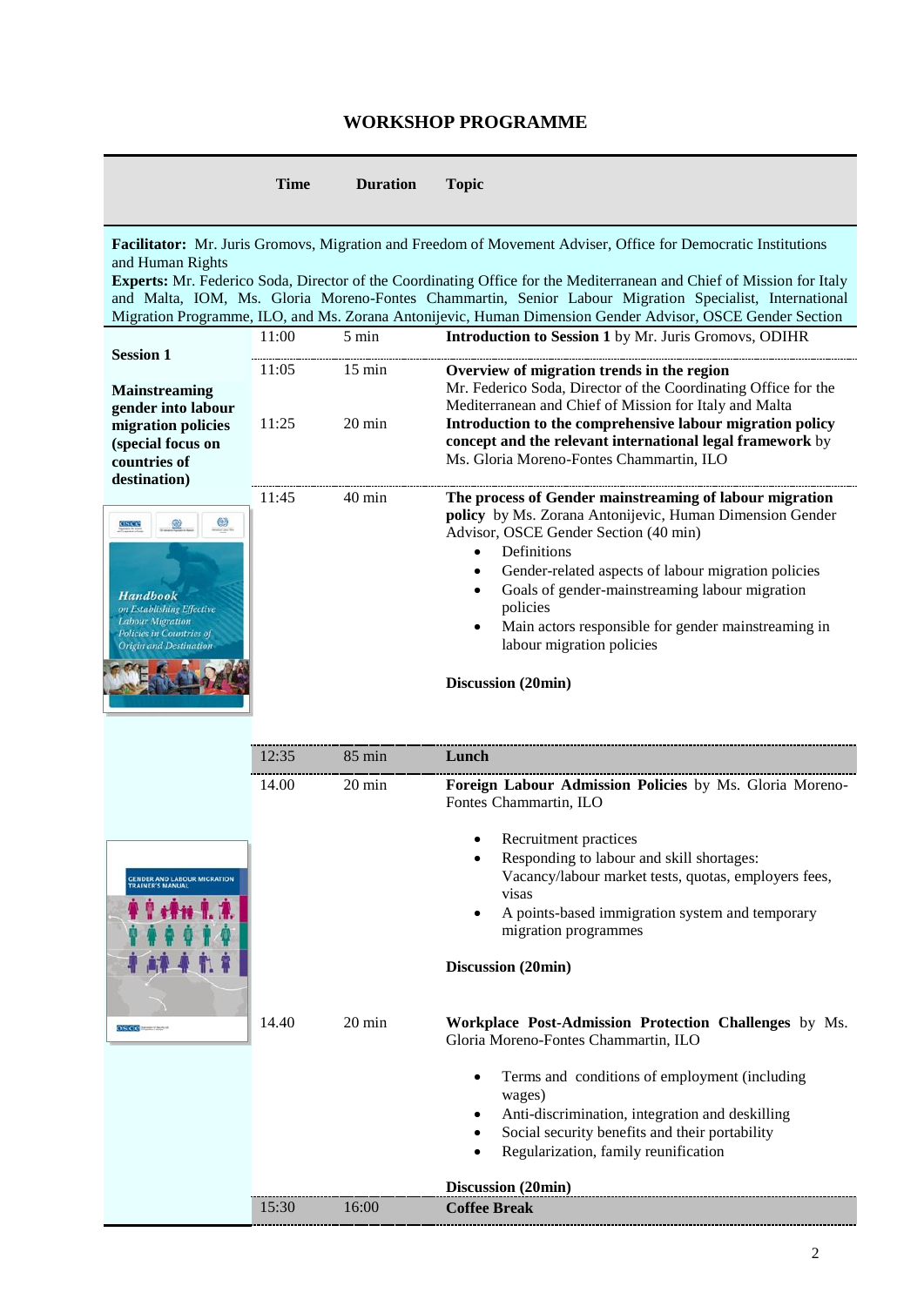## WORKSHOP PROGRAMME

| | Time | Duration | Topic |
|---|---|---|---|
| **Facilitator:** Mr. Juris Gromovs, Migration and Freedom of Movement Adviser, Office for Democratic Institutions and Human Rights<br>**Experts:** Mr. Federico Soda, Director of the Coordinating Office for the Mediterranean and Chief of Mission for Italy and Malta, IOM, Ms. Gloria Moreno-Fontes Chammartin, Senior Labour Migration Specialist, International Migration Programme, ILO, and Ms. Zorana Antonijevic, Human Dimension Gender Advisor, OSCE Gender Section | | | |
| **Session 1**<br><br>**Mainstreaming gender into labour migration policies (special focus on countries of destination)** | 11:00 | 5 min | **Introduction to Session 1** by Mr. Juris Gromovs, ODIHR |
| | 11:05 | 15 min | **Overview of migration trends in the region**<br>Mr. Federico Soda, Director of the Coordinating Office for the Mediterranean and Chief of Mission for Italy and Malta |
| | 11:25 | 20 min | **Introduction to the comprehensive labour migration policy concept and the relevant international legal framework** by Ms. Gloria Moreno-Fontes Chammartin, ILO |
| | 11:45 | 40 min | **The process of Gender mainstreaming of labour migration policy** by Ms. Zorana Antonijevic, Human Dimension Gender Advisor, OSCE Gender Section (40 min)<br>• Definitions<br>• Gender-related aspects of labour migration policies<br>• Goals of gender-mainstreaming labour migration policies<br>• Main actors responsible for gender mainstreaming in labour migration policies<br><br>**Discussion (20min)** |
| | 12:35 | 85 min | **Lunch** |
| | 14.00 | 20 min | **Foreign Labour Admission Policies** by Ms. Gloria Moreno-Fontes Chammartin, ILO<br>• Recruitment practices<br>• Responding to labour and skill shortages: Vacancy/labour market tests, quotas, employers fees, visas<br>• A points-based immigration system and temporary migration programmes<br><br>**Discussion (20min)** |
| | 14.40 | 20 min | **Workplace Post-Admission Protection Challenges** by Ms. Gloria Moreno-Fontes Chammartin, ILO<br>• Terms and conditions of employment (including wages)<br>• Anti-discrimination, integration and deskilling<br>• Social security benefits and their portability<br>• Regularization, family reunification<br><br>**Discussion (20min)** |
| | 15:30 | 16:00 | **Coffee Break** |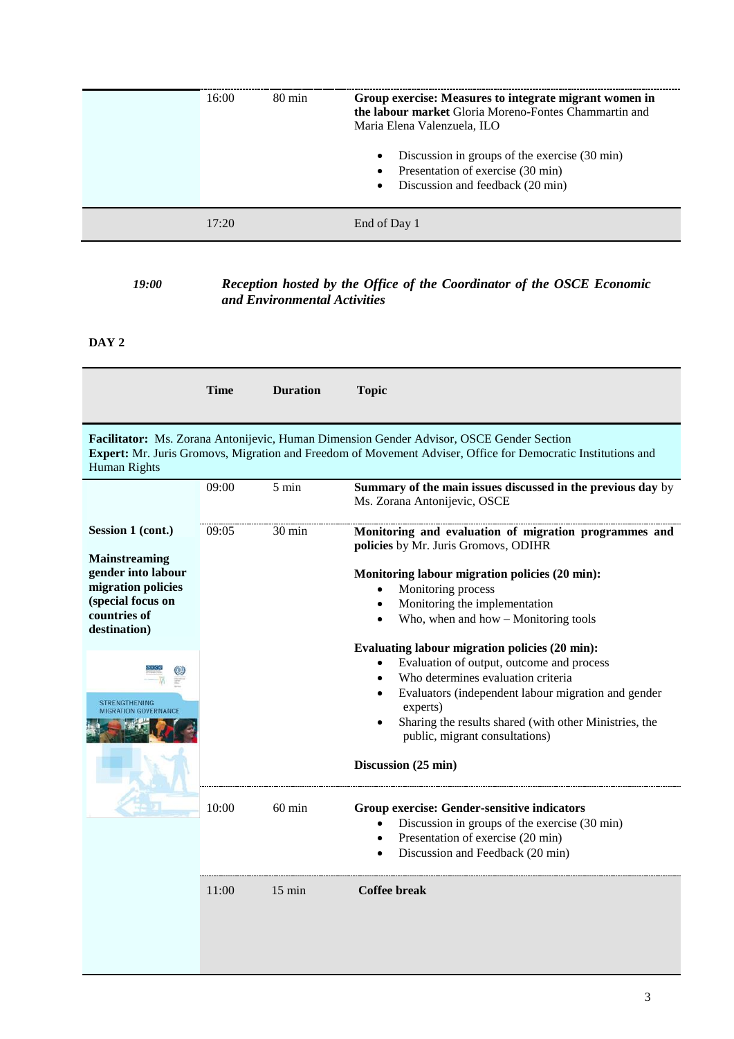| | Time | Duration | Topic |
|---|---|---|---|
| | 16:00 | 80 min | **Group exercise: Measures to integrate migrant women in the labour market** Gloria Moreno-Fontes Chammartin and Maria Elena Valenzuela, ILO<br>• Discussion in groups of the exercise (30 min)<br>• Presentation of exercise (30 min)<br>• Discussion and feedback (20 min) |
| | 17:20 | | End of Day 1 |

*19:00* ***Reception hosted by the Office of the Coordinator of the OSCE Economic and Environmental Activities***

**DAY 2**

| | Time | Duration | Topic |
|---|---|---|---|
| **Facilitator:** Ms. Zorana Antonijevic, Human Dimension Gender Advisor, OSCE Gender Section<br>**Expert:** Mr. Juris Gromovs, Migration and Freedom of Movement Adviser, Office for Democratic Institutions and Human Rights | | | |
| | 09:00 | 5 min | **Summary of the main issues discussed in the previous day** by Ms. Zorana Antonijevic, OSCE |
| **Session 1 (cont.)**<br><br>**Mainstreaming gender into labour migration policies (special focus on countries of destination)** | 09:05 | 30 min | **Monitoring and evaluation of migration programmes and policies** by Mr. Juris Gromovs, ODIHR<br><br>**Monitoring labour migration policies (20 min):**<br>• Monitoring process<br>• Monitoring the implementation<br>• Who, when and how – Monitoring tools<br><br>**Evaluating labour migration policies (20 min):**<br>• Evaluation of output, outcome and process<br>• Who determines evaluation criteria<br>• Evaluators (independent labour migration and gender experts)<br>• Sharing the results shared (with other Ministries, the public, migrant consultations)<br><br>**Discussion (25 min)** |
| | 10:00 | 60 min | **Group exercise: Gender-sensitive indicators**<br>• Discussion in groups of the exercise (30 min)<br>• Presentation of exercise (20 min)<br>• Discussion and Feedback (20 min) |
| | 11:00 | 15 min | **Coffee break** |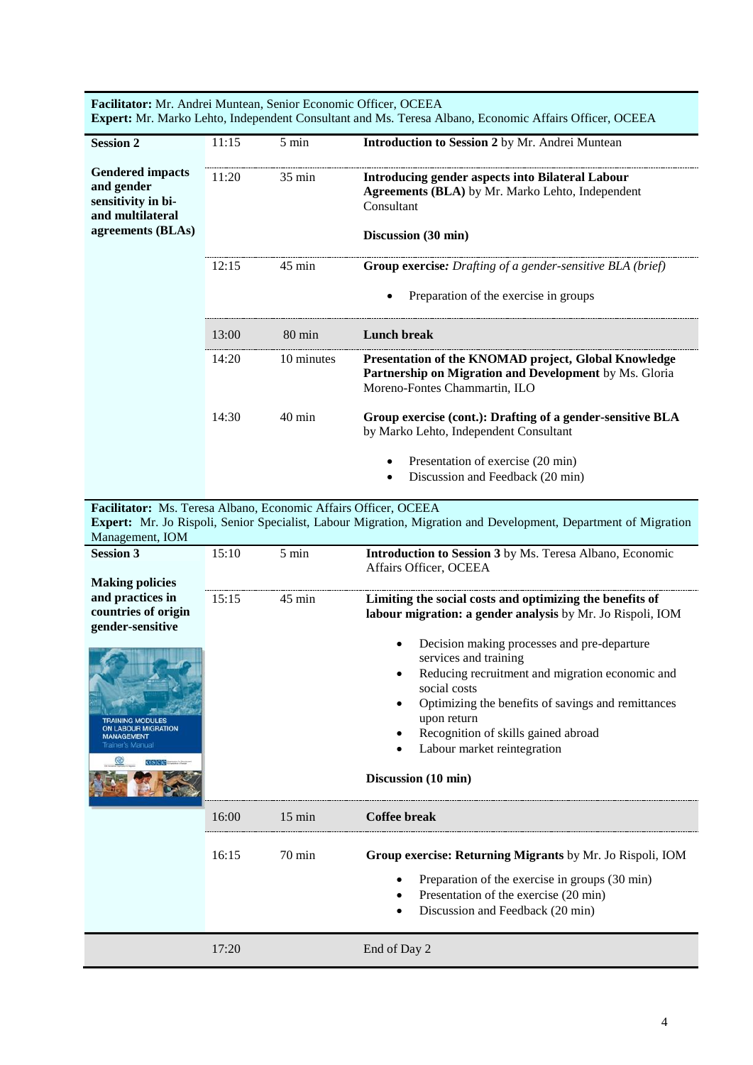**Facilitator:** Mr. Andrei Muntean, Senior Economic Officer, OCEEA
**Expert:** Mr. Marko Lehto, Independent Consultant and Ms. Teresa Albano, Economic Affairs Officer, OCEEA

| | | | |
|---|---|---|---|
| **Session 2** | 11:15 | 5 min | **Introduction to Session 2** by Mr. Andrei Muntean |
| **Gendered impacts and gender sensitivity in bi- and multilateral agreements (BLAs)** | 11:20 | 35 min | **Introducing gender aspects into Bilateral Labour Agreements (BLA)** by Mr. Marko Lehto, Independent Consultant<br><br>**Discussion (30 min)** |
| | 12:15 | 45 min | **Group exercise***: Drafting of a gender-sensitive BLA (brief)*<br>• Preparation of the exercise in groups |
| | 13:00 | 80 min | **Lunch break** |
| | 14:20 | 10 minutes | **Presentation of the KNOMAD project, Global Knowledge Partnership on Migration and Development** by Ms. Gloria Moreno-Fontes Chammartin, ILO |
| | 14:30 | 40 min | **Group exercise (cont.): Drafting of a gender-sensitive BLA** by Marko Lehto, Independent Consultant<br>• Presentation of exercise (20 min)<br>• Discussion and Feedback (20 min) |

**Facilitator:** Ms. Teresa Albano, Economic Affairs Officer, OCEEA
**Expert:** Mr. Jo Rispoli, Senior Specialist, Labour Migration, Migration and Development, Department of Migration Management, IOM

| | | | |
|---|---|---|---|
| **Session 3** | 15:10 | 5 min | **Introduction to Session 3** by Ms. Teresa Albano, Economic Affairs Officer, OCEEA |
| **Making policies and practices in countries of origin gender-sensitive** | 15:15 | 45 min | **Limiting the social costs and optimizing the benefits of labour migration: a gender analysis** by Mr. Jo Rispoli, IOM<br>• Decision making processes and pre-departure services and training<br>• Reducing recruitment and migration economic and social costs<br>• Optimizing the benefits of savings and remittances upon return<br>• Recognition of skills gained abroad<br>• Labour market reintegration<br><br>**Discussion (10 min)** |
| | 16:00 | 15 min | **Coffee break** |
| | 16:15 | 70 min | **Group exercise: Returning Migrants** by Mr. Jo Rispoli, IOM<br>• Preparation of the exercise in groups (30 min)<br>• Presentation of the exercise (20 min)<br>• Discussion and Feedback (20 min) |
| | 17:20 | | End of Day 2 |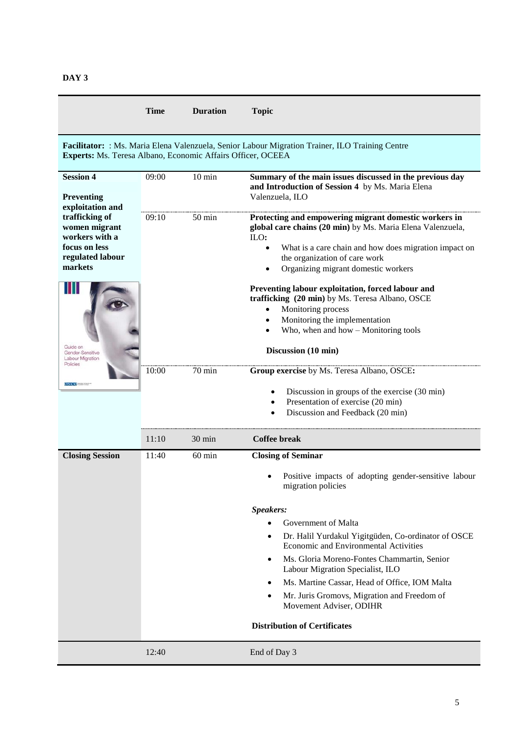**DAY 3**

| | Time | Duration | Topic |
|---|---|---|---|
| **Facilitator:** : Ms. Maria Elena Valenzuela, Senior Labour Migration Trainer, ILO Training Centre<br>**Experts:** Ms. Teresa Albano, Economic Affairs Officer, OCEEA | | | |
| **Session 4**<br><br>**Preventing exploitation and trafficking of women migrant workers with a focus on less regulated labour markets** | 09:00 | 10 min | **Summary of the main issues discussed in the previous day and Introduction of Session 4** by Ms. Maria Elena Valenzuela, ILO |
| | 09:10 | 50 min | **Protecting and empowering migrant domestic workers in global care chains (20 min)** by Ms. Maria Elena Valenzuela, ILO**:**<br>• What is a care chain and how does migration impact on the organization of care work<br>• Organizing migrant domestic workers<br><br>**Preventing labour exploitation, forced labour and trafficking (20 min)** by Ms. Teresa Albano, OSCE<br>• Monitoring process<br>• Monitoring the implementation<br>• Who, when and how – Monitoring tools<br><br>**Discussion (10 min)** |
| | 10:00 | 70 min | **Group exercise** by Ms. Teresa Albano, OSCE**:**<br>• Discussion in groups of the exercise (30 min)<br>• Presentation of exercise (20 min)<br>• Discussion and Feedback (20 min) |
| | 11:10 | 30 min | **Coffee break** |
| **Closing Session** | 11:40 | 60 min | **Closing of Seminar**<br>• Positive impacts of adopting gender-sensitive labour migration policies<br><br>***Speakers:***<br>• Government of Malta<br>• Dr. Halil Yurdakul Yigitgüden, Co-ordinator of OSCE Economic and Environmental Activities<br>• Ms. Gloria Moreno-Fontes Chammartin, Senior Labour Migration Specialist, ILO<br>• Ms. Martine Cassar, Head of Office, IOM Malta<br>• Mr. Juris Gromovs, Migration and Freedom of Movement Adviser, ODIHR<br><br>**Distribution of Certificates** |
| | 12:40 | | End of Day 3 |